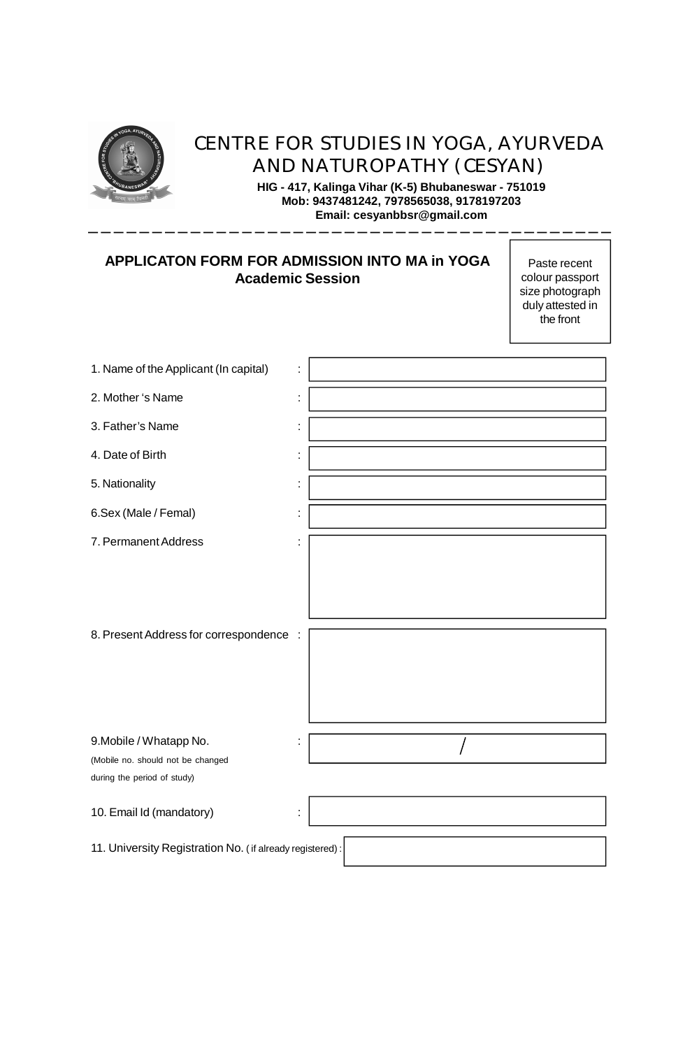# CENTRE FOR STUDIES IN YOGA, AYURVEDA AND NATUROPATHY (CESYAN)

**HIG - 417, Kalinga Vihar (K-5) Bhubaneswar - 751019**
**Mob: 9437481242, 7978565038, 9178197203**
**Email: cesyanbbsr@gmail.com**

---

## APPLICATON FORM FOR ADMISSION INTO MA in YOGA
## Academic Session

Paste recent colour passport size photograph duly attested in the front

1. Name of the Applicant (In capital) :
2. Mother 's Name :
3. Father's Name :
4. Date of Birth :
5. Nationality :
6. Sex (Male / Femal) :
7. Permanent Address :
8. Present Address for correspondence :
9. Mobile / Whatapp No. : /
   (Mobile no. should not be changed during the period of study)
10. Email Id (mandatory) :
11. University Registration No. ( if already registered) :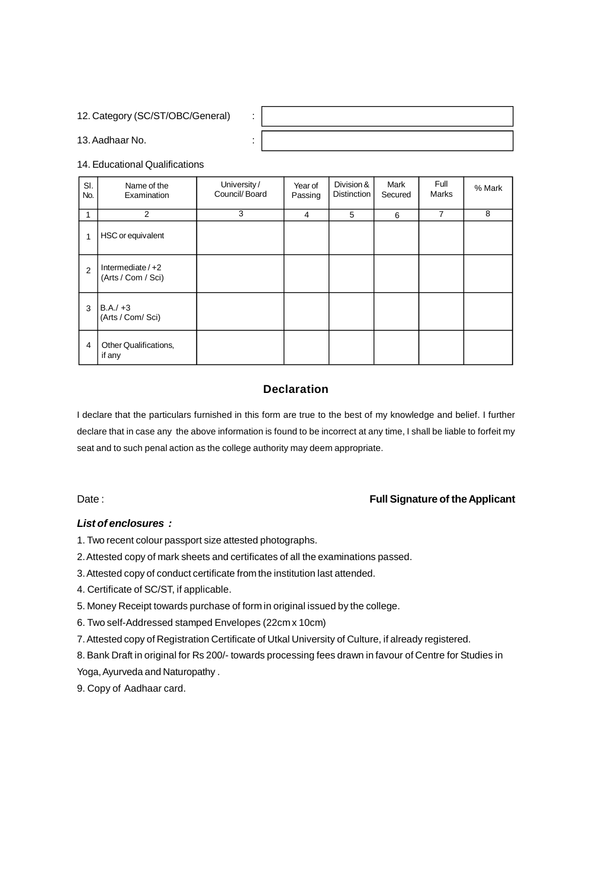12. Category (SC/ST/OBC/General) :

13. Aadhaar No. :

14. Educational Qualifications

| Sl. No. | Name of the Examination | University / Council/ Board | Year of Passing | Division & Distinction | Mark Secured | Full Marks | % Mark |
|---|---|---|---|---|---|---|---|
| 1 | 2 | 3 | 4 | 5 | 6 | 7 | 8 |
| 1 | HSC or equivalent | | | | | | |
| 2 | Intermediate / +2 (Arts / Com / Sci) | | | | | | |
| 3 | B.A./ +3 (Arts / Com/ Sci) | | | | | | |
| 4 | Other Qualifications, if any | | | | | | |

## Declaration

I declare that the particulars furnished in this form are true to the best of my knowledge and belief. I further declare that in case any the above information is found to be incorrect at any time, I shall be liable to forfeit my seat and to such penal action as the college authority may deem appropriate.

Date : **Full Signature of the Applicant**

***List of enclosures :***

1. Two recent colour passport size attested photographs.
2. Attested copy of mark sheets and certificates of all the examinations passed.
3. Attested copy of conduct certificate from the institution last attended.
4. Certificate of SC/ST, if applicable.
5. Money Receipt towards purchase of form in original issued by the college.
6. Two self-Addressed stamped Envelopes (22cm x 10cm)
7. Attested copy of Registration Certificate of Utkal University of Culture, if already registered.
8. Bank Draft in original for Rs 200/- towards processing fees drawn in favour of Centre for Studies in Yoga, Ayurveda and Naturopathy .
9. Copy of Aadhaar card.